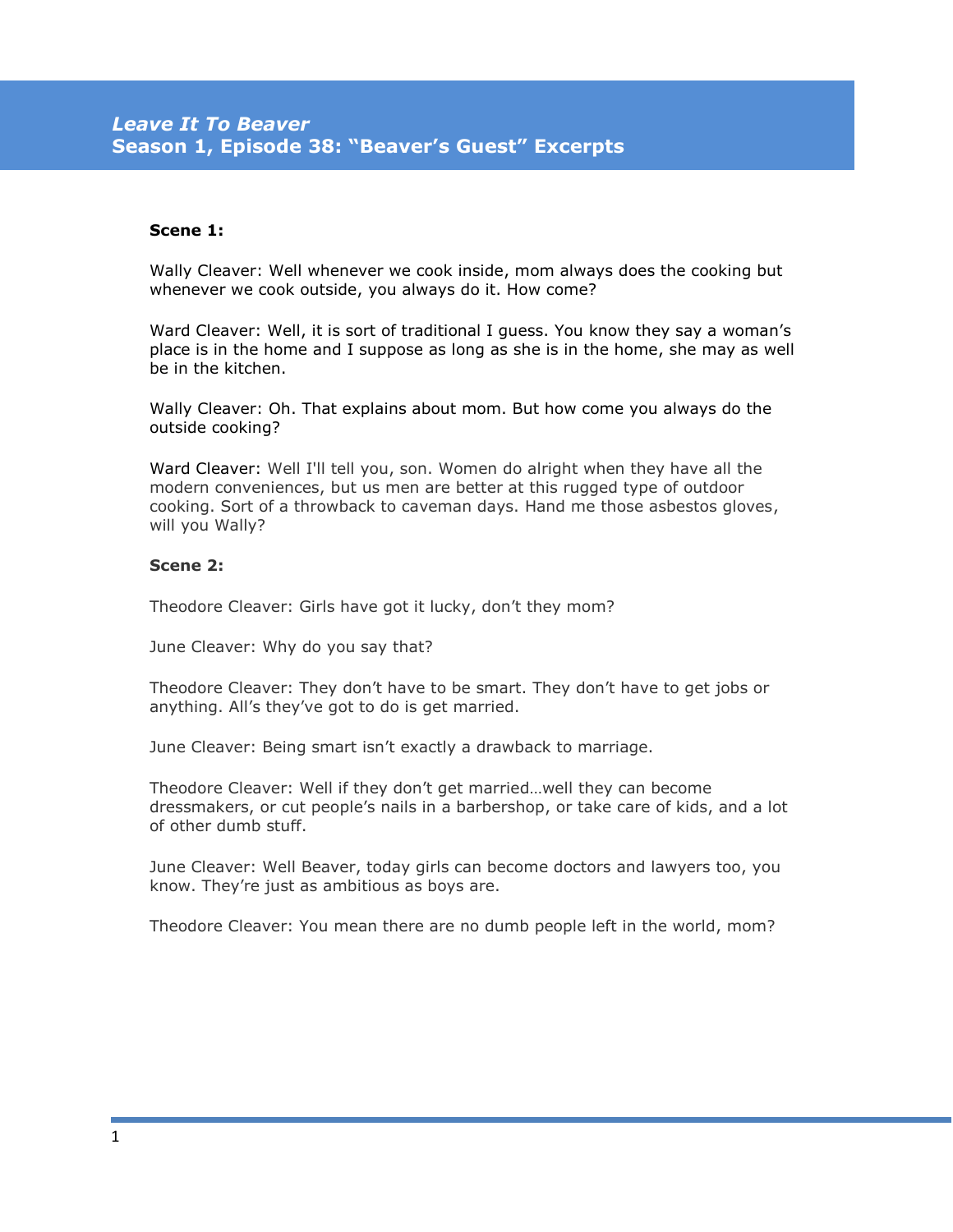# *Leave It To Beaver*
# Season 1, Episode 38: "Beaver's Guest" Excerpts

**Scene 1:**

Wally Cleaver: Well whenever we cook inside, mom always does the cooking but whenever we cook outside, you always do it. How come?

Ward Cleaver: Well, it is sort of traditional I guess. You know they say a woman's place is in the home and I suppose as long as she is in the home, she may as well be in the kitchen.

Wally Cleaver: Oh. That explains about mom. But how come you always do the outside cooking?

Ward Cleaver: Well I'll tell you, son. Women do alright when they have all the modern conveniences, but us men are better at this rugged type of outdoor cooking. Sort of a throwback to caveman days. Hand me those asbestos gloves, will you Wally?

**Scene 2:**

Theodore Cleaver: Girls have got it lucky, don't they mom?

June Cleaver: Why do you say that?

Theodore Cleaver: They don't have to be smart. They don't have to get jobs or anything. All's they've got to do is get married.

June Cleaver: Being smart isn't exactly a drawback to marriage.

Theodore Cleaver: Well if they don't get married…well they can become dressmakers, or cut people's nails in a barbershop, or take care of kids, and a lot of other dumb stuff.

June Cleaver: Well Beaver, today girls can become doctors and lawyers too, you know. They're just as ambitious as boys are.

Theodore Cleaver: You mean there are no dumb people left in the world, mom?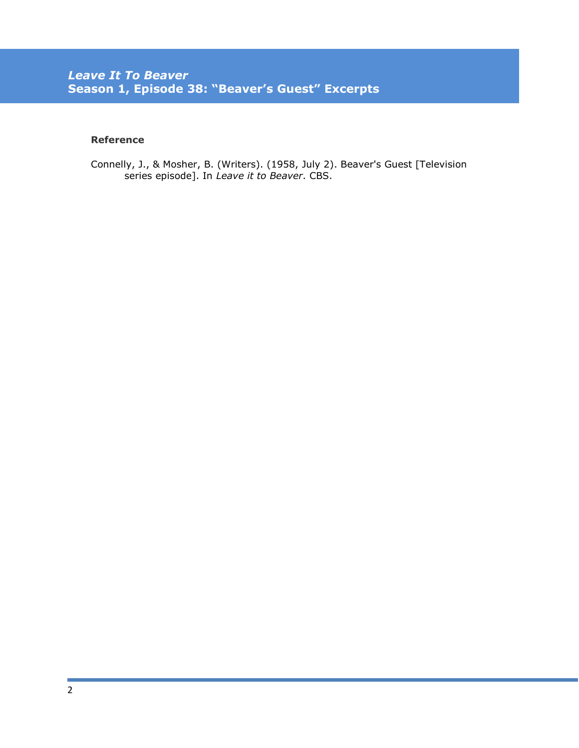# *Leave It To Beaver*
## Season 1, Episode 38: "Beaver's Guest" Excerpts

**Reference**

Connelly, J., & Mosher, B. (Writers). (1958, July 2). Beaver's Guest [Television series episode]. In *Leave it to Beaver*. CBS.